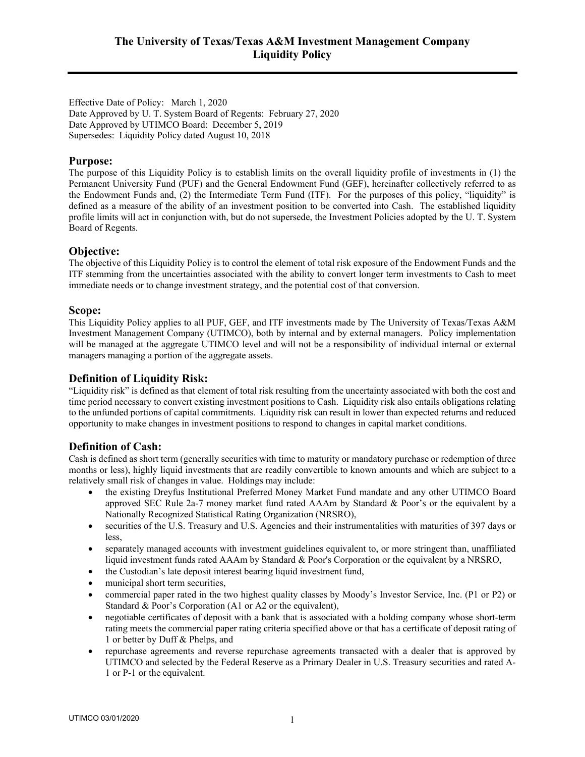# The University of Texas/Texas A&M Investment Management Company Liquidity Policy

Effective Date of Policy: March 1, 2020
Date Approved by U. T. System Board of Regents: February 27, 2020
Date Approved by UTIMCO Board: December 5, 2019
Supersedes: Liquidity Policy dated August 10, 2018

## Purpose:

The purpose of this Liquidity Policy is to establish limits on the overall liquidity profile of investments in (1) the Permanent University Fund (PUF) and the General Endowment Fund (GEF), hereinafter collectively referred to as the Endowment Funds and, (2) the Intermediate Term Fund (ITF). For the purposes of this policy, "liquidity" is defined as a measure of the ability of an investment position to be converted into Cash. The established liquidity profile limits will act in conjunction with, but do not supersede, the Investment Policies adopted by the U. T. System Board of Regents.

## Objective:

The objective of this Liquidity Policy is to control the element of total risk exposure of the Endowment Funds and the ITF stemming from the uncertainties associated with the ability to convert longer term investments to Cash to meet immediate needs or to change investment strategy, and the potential cost of that conversion.

## Scope:

This Liquidity Policy applies to all PUF, GEF, and ITF investments made by The University of Texas/Texas A&M Investment Management Company (UTIMCO), both by internal and by external managers. Policy implementation will be managed at the aggregate UTIMCO level and will not be a responsibility of individual internal or external managers managing a portion of the aggregate assets.

## Definition of Liquidity Risk:

"Liquidity risk" is defined as that element of total risk resulting from the uncertainty associated with both the cost and time period necessary to convert existing investment positions to Cash. Liquidity risk also entails obligations relating to the unfunded portions of capital commitments. Liquidity risk can result in lower than expected returns and reduced opportunity to make changes in investment positions to respond to changes in capital market conditions.

## Definition of Cash:

Cash is defined as short term (generally securities with time to maturity or mandatory purchase or redemption of three months or less), highly liquid investments that are readily convertible to known amounts and which are subject to a relatively small risk of changes in value. Holdings may include:

- the existing Dreyfus Institutional Preferred Money Market Fund mandate and any other UTIMCO Board approved SEC Rule 2a-7 money market fund rated AAAm by Standard & Poor's or the equivalent by a Nationally Recognized Statistical Rating Organization (NRSRO),
- securities of the U.S. Treasury and U.S. Agencies and their instrumentalities with maturities of 397 days or less,
- separately managed accounts with investment guidelines equivalent to, or more stringent than, unaffiliated liquid investment funds rated AAAm by Standard & Poor's Corporation or the equivalent by a NRSRO,
- the Custodian's late deposit interest bearing liquid investment fund,
- municipal short term securities,
- commercial paper rated in the two highest quality classes by Moody's Investor Service, Inc. (P1 or P2) or Standard & Poor's Corporation (A1 or A2 or the equivalent),
- negotiable certificates of deposit with a bank that is associated with a holding company whose short-term rating meets the commercial paper rating criteria specified above or that has a certificate of deposit rating of 1 or better by Duff & Phelps, and
- repurchase agreements and reverse repurchase agreements transacted with a dealer that is approved by UTIMCO and selected by the Federal Reserve as a Primary Dealer in U.S. Treasury securities and rated A-1 or P-1 or the equivalent.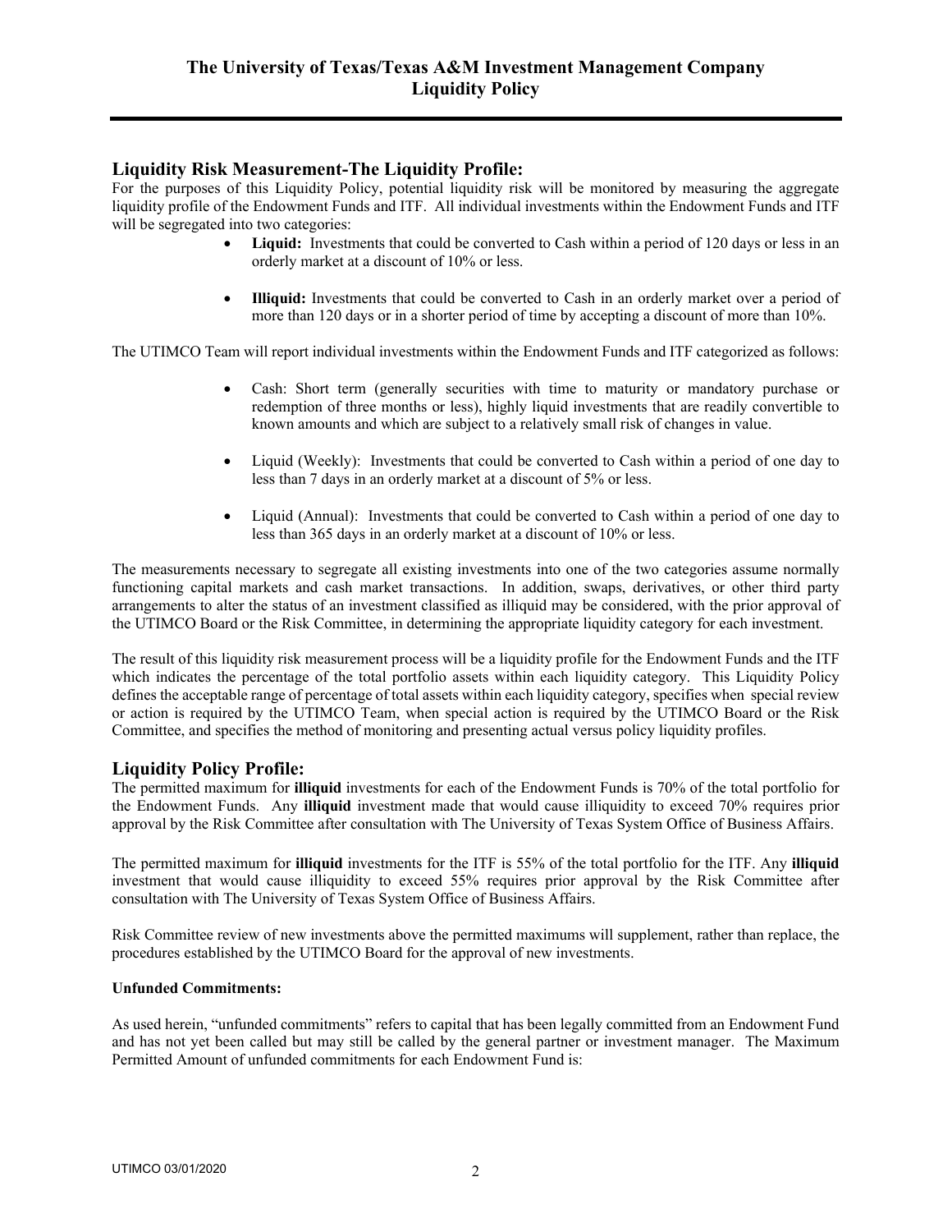## Liquidity Risk Measurement-The Liquidity Profile:

For the purposes of this Liquidity Policy, potential liquidity risk will be monitored by measuring the aggregate liquidity profile of the Endowment Funds and ITF. All individual investments within the Endowment Funds and ITF will be segregated into two categories:

- **Liquid:** Investments that could be converted to Cash within a period of 120 days or less in an orderly market at a discount of 10% or less.
- **Illiquid:** Investments that could be converted to Cash in an orderly market over a period of more than 120 days or in a shorter period of time by accepting a discount of more than 10%.

The UTIMCO Team will report individual investments within the Endowment Funds and ITF categorized as follows:

- Cash: Short term (generally securities with time to maturity or mandatory purchase or redemption of three months or less), highly liquid investments that are readily convertible to known amounts and which are subject to a relatively small risk of changes in value.
- Liquid (Weekly): Investments that could be converted to Cash within a period of one day to less than 7 days in an orderly market at a discount of 5% or less.
- Liquid (Annual): Investments that could be converted to Cash within a period of one day to less than 365 days in an orderly market at a discount of 10% or less.

The measurements necessary to segregate all existing investments into one of the two categories assume normally functioning capital markets and cash market transactions. In addition, swaps, derivatives, or other third party arrangements to alter the status of an investment classified as illiquid may be considered, with the prior approval of the UTIMCO Board or the Risk Committee, in determining the appropriate liquidity category for each investment.

The result of this liquidity risk measurement process will be a liquidity profile for the Endowment Funds and the ITF which indicates the percentage of the total portfolio assets within each liquidity category. This Liquidity Policy defines the acceptable range of percentage of total assets within each liquidity category, specifies when special review or action is required by the UTIMCO Team, when special action is required by the UTIMCO Board or the Risk Committee, and specifies the method of monitoring and presenting actual versus policy liquidity profiles.

## Liquidity Policy Profile:

The permitted maximum for **illiquid** investments for each of the Endowment Funds is 70% of the total portfolio for the Endowment Funds. Any **illiquid** investment made that would cause illiquidity to exceed 70% requires prior approval by the Risk Committee after consultation with The University of Texas System Office of Business Affairs.

The permitted maximum for **illiquid** investments for the ITF is 55% of the total portfolio for the ITF. Any **illiquid** investment that would cause illiquidity to exceed 55% requires prior approval by the Risk Committee after consultation with The University of Texas System Office of Business Affairs.

Risk Committee review of new investments above the permitted maximums will supplement, rather than replace, the procedures established by the UTIMCO Board for the approval of new investments.

**Unfunded Commitments:**

As used herein, "unfunded commitments" refers to capital that has been legally committed from an Endowment Fund and has not yet been called but may still be called by the general partner or investment manager. The Maximum Permitted Amount of unfunded commitments for each Endowment Fund is: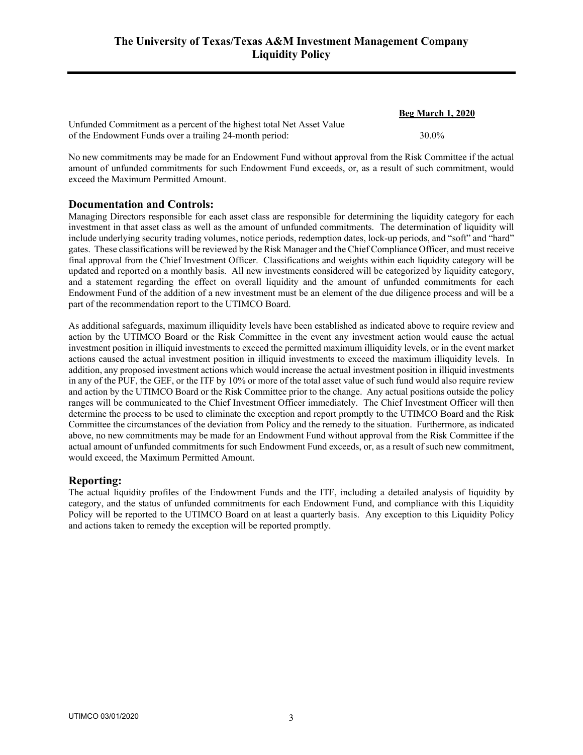| | Beg March 1, 2020 |
|---|---|
| Unfunded Commitment as a percent of the highest total Net Asset Value of the Endowment Funds over a trailing 24-month period: | 30.0% |

No new commitments may be made for an Endowment Fund without approval from the Risk Committee if the actual amount of unfunded commitments for such Endowment Fund exceeds, or, as a result of such commitment, would exceed the Maximum Permitted Amount.

## Documentation and Controls:

Managing Directors responsible for each asset class are responsible for determining the liquidity category for each investment in that asset class as well as the amount of unfunded commitments. The determination of liquidity will include underlying security trading volumes, notice periods, redemption dates, lock-up periods, and "soft" and "hard" gates. These classifications will be reviewed by the Risk Manager and the Chief Compliance Officer, and must receive final approval from the Chief Investment Officer. Classifications and weights within each liquidity category will be updated and reported on a monthly basis. All new investments considered will be categorized by liquidity category, and a statement regarding the effect on overall liquidity and the amount of unfunded commitments for each Endowment Fund of the addition of a new investment must be an element of the due diligence process and will be a part of the recommendation report to the UTIMCO Board.

As additional safeguards, maximum illiquidity levels have been established as indicated above to require review and action by the UTIMCO Board or the Risk Committee in the event any investment action would cause the actual investment position in illiquid investments to exceed the permitted maximum illiquidity levels, or in the event market actions caused the actual investment position in illiquid investments to exceed the maximum illiquidity levels. In addition, any proposed investment actions which would increase the actual investment position in illiquid investments in any of the PUF, the GEF, or the ITF by 10% or more of the total asset value of such fund would also require review and action by the UTIMCO Board or the Risk Committee prior to the change. Any actual positions outside the policy ranges will be communicated to the Chief Investment Officer immediately. The Chief Investment Officer will then determine the process to be used to eliminate the exception and report promptly to the UTIMCO Board and the Risk Committee the circumstances of the deviation from Policy and the remedy to the situation. Furthermore, as indicated above, no new commitments may be made for an Endowment Fund without approval from the Risk Committee if the actual amount of unfunded commitments for such Endowment Fund exceeds, or, as a result of such new commitment, would exceed, the Maximum Permitted Amount.

## Reporting:

The actual liquidity profiles of the Endowment Funds and the ITF, including a detailed analysis of liquidity by category, and the status of unfunded commitments for each Endowment Fund, and compliance with this Liquidity Policy will be reported to the UTIMCO Board on at least a quarterly basis. Any exception to this Liquidity Policy and actions taken to remedy the exception will be reported promptly.